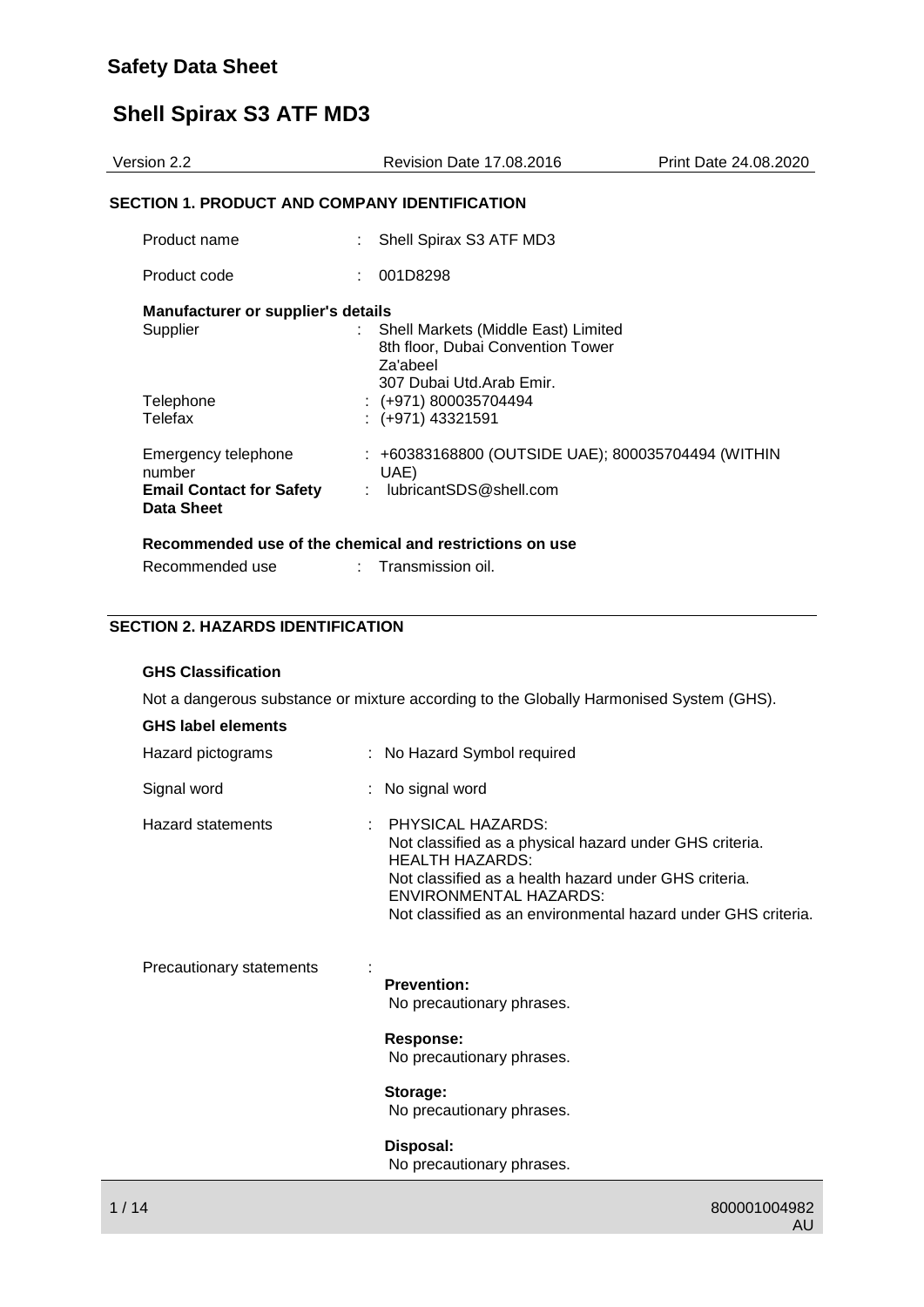# Safety Data Sheet

# Shell Spirax S3 ATF MD3

Version 2.2 | Revision Date 17.08.2016 | Print Date 24.08.2020

## SECTION 1. PRODUCT AND COMPANY IDENTIFICATION

| | | |
|---|---|---|
| Product name | : | Shell Spirax S3 ATF MD3 |
| Product code | : | 001D8298 |

**Manufacturer or supplier's details**

| | | |
|---|---|---|
| Supplier | : | Shell Markets (Middle East) Limited<br>8th floor, Dubai Convention Tower<br>Za'abeel<br>307 Dubai Utd.Arab Emir. |
| Telephone | : | (+971) 800035704494 |
| Telefax | : | (+971) 43321591 |
| Emergency telephone number | : | +60383168800 (OUTSIDE UAE); 800035704494 (WITHIN UAE) |
| **Email Contact for Safety Data Sheet** | : | lubricantSDS@shell.com |

**Recommended use of the chemical and restrictions on use**

| | | |
|---|---|---|
| Recommended use | : | Transmission oil. |

## SECTION 2. HAZARDS IDENTIFICATION

**GHS Classification**

Not a dangerous substance or mixture according to the Globally Harmonised System (GHS).

**GHS label elements**

| | | |
|---|---|---|
| Hazard pictograms | : | No Hazard Symbol required |
| Signal word | : | No signal word |
| Hazard statements | : | PHYSICAL HAZARDS:<br>Not classified as a physical hazard under GHS criteria.<br>HEALTH HAZARDS:<br>Not classified as a health hazard under GHS criteria.<br>ENVIRONMENTAL HAZARDS:<br>Not classified as an environmental hazard under GHS criteria. |
| Precautionary statements | : | **Prevention:**<br>No precautionary phrases.<br><br>**Response:**<br>No precautionary phrases.<br><br>**Storage:**<br>No precautionary phrases.<br><br>**Disposal:**<br>No precautionary phrases. |

800001004982
AU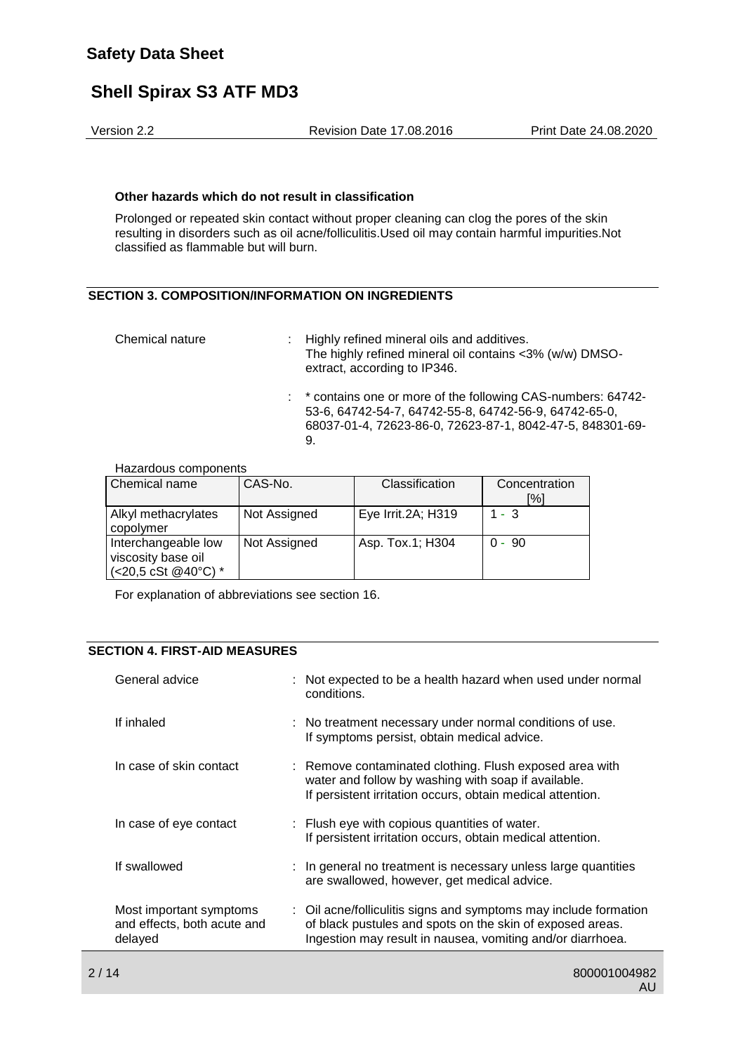**Other hazards which do not result in classification**

Prolonged or repeated skin contact without proper cleaning can clog the pores of the skin resulting in disorders such as oil acne/folliculitis.Used oil may contain harmful impurities.Not classified as flammable but will burn.

## SECTION 3. COMPOSITION/INFORMATION ON INGREDIENTS

Chemical nature : Highly refined mineral oils and additives. The highly refined mineral oil contains <3% (w/w) DMSO-extract, according to IP346.

: * contains one or more of the following CAS-numbers: 64742-53-6, 64742-54-7, 64742-55-8, 64742-56-9, 64742-65-0, 68037-01-4, 72623-86-0, 72623-87-1, 8042-47-5, 848301-69-9.

Hazardous components

| Chemical name | CAS-No. | Classification | Concentration [%] |
|---|---|---|---|
| Alkyl methacrylates copolymer | Not Assigned | Eye Irrit.2A; H319 | 1 - 3 |
| Interchangeable low viscosity base oil (<20,5 cSt @40°C) * | Not Assigned | Asp. Tox.1; H304 | 0 - 90 |

For explanation of abbreviations see section 16.

## SECTION 4. FIRST-AID MEASURES

General advice : Not expected to be a health hazard when used under normal conditions.

If inhaled : No treatment necessary under normal conditions of use. If symptoms persist, obtain medical advice.

In case of skin contact : Remove contaminated clothing. Flush exposed area with water and follow by washing with soap if available. If persistent irritation occurs, obtain medical attention.

In case of eye contact : Flush eye with copious quantities of water. If persistent irritation occurs, obtain medical attention.

If swallowed : In general no treatment is necessary unless large quantities are swallowed, however, get medical advice.

Most important symptoms and effects, both acute and delayed : Oil acne/folliculitis signs and symptoms may include formation of black pustules and spots on the skin of exposed areas. Ingestion may result in nausea, vomiting and/or diarrhoea.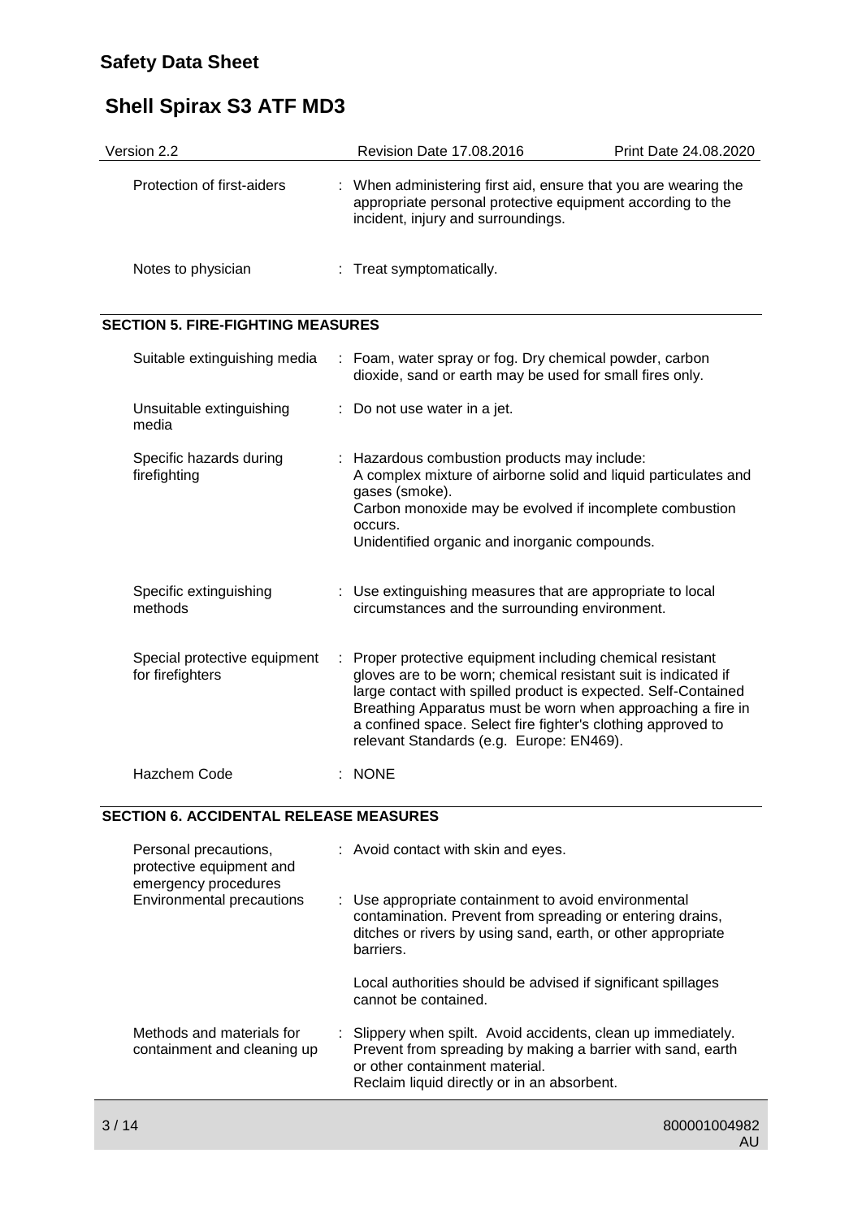| | |
|---|---|
| Protection of first-aiders | : When administering first aid, ensure that you are wearing the appropriate personal protective equipment according to the incident, injury and surroundings. |
| Notes to physician | : Treat symptomatically. |

## SECTION 5. FIRE-FIGHTING MEASURES

| | |
|---|---|
| Suitable extinguishing media | : Foam, water spray or fog. Dry chemical powder, carbon dioxide, sand or earth may be used for small fires only. |
| Unsuitable extinguishing media | : Do not use water in a jet. |
| Specific hazards during firefighting | : Hazardous combustion products may include:<br>A complex mixture of airborne solid and liquid particulates and gases (smoke).<br>Carbon monoxide may be evolved if incomplete combustion occurs.<br>Unidentified organic and inorganic compounds. |
| Specific extinguishing methods | : Use extinguishing measures that are appropriate to local circumstances and the surrounding environment. |
| Special protective equipment for firefighters | : Proper protective equipment including chemical resistant gloves are to be worn; chemical resistant suit is indicated if large contact with spilled product is expected. Self-Contained Breathing Apparatus must be worn when approaching a fire in a confined space. Select fire fighter's clothing approved to relevant Standards (e.g. Europe: EN469). |
| Hazchem Code | : NONE |

## SECTION 6. ACCIDENTAL RELEASE MEASURES

| | |
|---|---|
| Personal precautions, protective equipment and emergency procedures | : Avoid contact with skin and eyes. |
| Environmental precautions | : Use appropriate containment to avoid environmental contamination. Prevent from spreading or entering drains, ditches or rivers by using sand, earth, or other appropriate barriers.<br><br>Local authorities should be advised if significant spillages cannot be contained. |
| Methods and materials for containment and cleaning up | : Slippery when spilt. Avoid accidents, clean up immediately. Prevent from spreading by making a barrier with sand, earth or other containment material.<br>Reclaim liquid directly or in an absorbent. |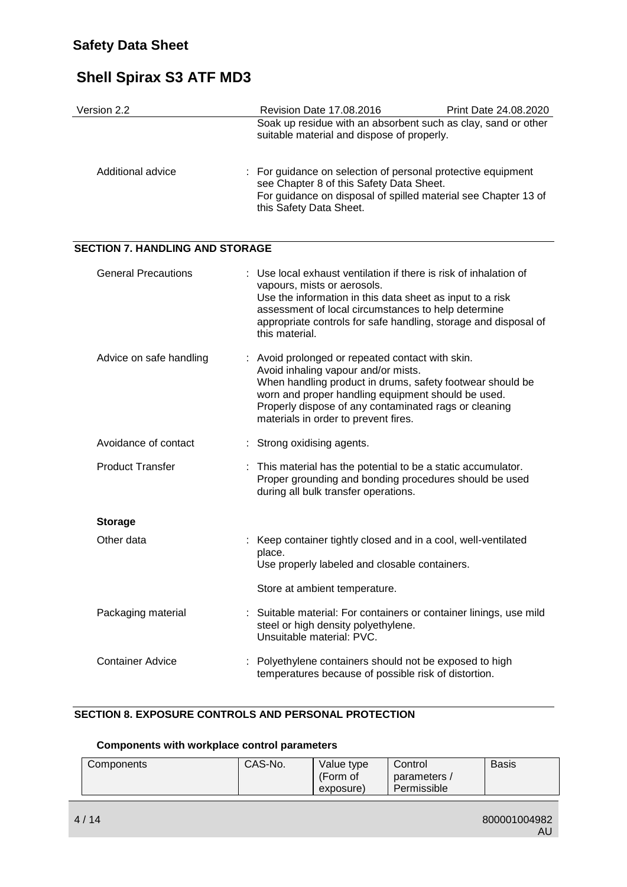Soak up residue with an absorbent such as clay, sand or other suitable material and dispose of properly.

Additional advice : For guidance on selection of personal protective equipment see Chapter 8 of this Safety Data Sheet.
For guidance on disposal of spilled material see Chapter 13 of this Safety Data Sheet.

## SECTION 7. HANDLING AND STORAGE

General Precautions : Use local exhaust ventilation if there is risk of inhalation of vapours, mists or aerosols.
Use the information in this data sheet as input to a risk assessment of local circumstances to help determine appropriate controls for safe handling, storage and disposal of this material.

Advice on safe handling : Avoid prolonged or repeated contact with skin.
Avoid inhaling vapour and/or mists.
When handling product in drums, safety footwear should be worn and proper handling equipment should be used.
Properly dispose of any contaminated rags or cleaning materials in order to prevent fires.

Avoidance of contact : Strong oxidising agents.

Product Transfer : This material has the potential to be a static accumulator.
Proper grounding and bonding procedures should be used during all bulk transfer operations.

**Storage**

Other data : Keep container tightly closed and in a cool, well-ventilated place.
Use properly labeled and closable containers.

Store at ambient temperature.

Packaging material : Suitable material: For containers or container linings, use mild steel or high density polyethylene.
Unsuitable material: PVC.

Container Advice : Polyethylene containers should not be exposed to high temperatures because of possible risk of distortion.

## SECTION 8. EXPOSURE CONTROLS AND PERSONAL PROTECTION

**Components with workplace control parameters**

| Components | CAS-No. | Value type (Form of exposure) | Control parameters / Permissible | Basis |
|---|---|---|---|---|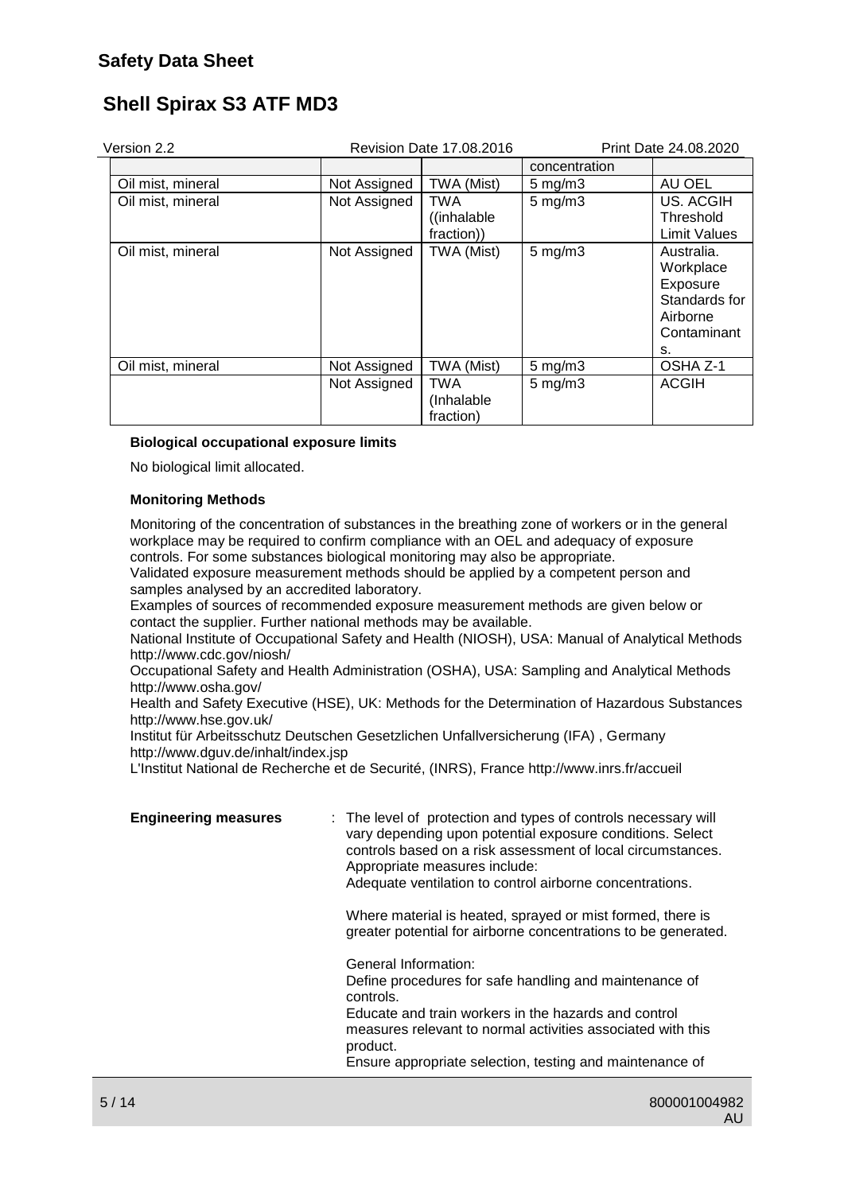| | | | concentration | |
|---|---|---|---|---|
| Oil mist, mineral | Not Assigned | TWA (Mist) | 5 mg/m3 | AU OEL |
| Oil mist, mineral | Not Assigned | TWA ((inhalable fraction)) | 5 mg/m3 | US. ACGIH Threshold Limit Values |
| Oil mist, mineral | Not Assigned | TWA (Mist) | 5 mg/m3 | Australia. Workplace Exposure Standards for Airborne Contaminants. |
| Oil mist, mineral | Not Assigned | TWA (Mist) | 5 mg/m3 | OSHA Z-1 |
| | Not Assigned | TWA (Inhalable fraction) | 5 mg/m3 | ACGIH |

**Biological occupational exposure limits**

No biological limit allocated.

**Monitoring Methods**

Monitoring of the concentration of substances in the breathing zone of workers or in the general workplace may be required to confirm compliance with an OEL and adequacy of exposure controls. For some substances biological monitoring may also be appropriate.
Validated exposure measurement methods should be applied by a competent person and samples analysed by an accredited laboratory.
Examples of sources of recommended exposure measurement methods are given below or contact the supplier. Further national methods may be available.
National Institute of Occupational Safety and Health (NIOSH), USA: Manual of Analytical Methods http://www.cdc.gov/niosh/
Occupational Safety and Health Administration (OSHA), USA: Sampling and Analytical Methods http://www.osha.gov/
Health and Safety Executive (HSE), UK: Methods for the Determination of Hazardous Substances http://www.hse.gov.uk/
Institut für Arbeitsschutz Deutschen Gesetzlichen Unfallversicherung (IFA) , Germany http://www.dguv.de/inhalt/index.jsp
L'Institut National de Recherche et de Securité, (INRS), France http://www.inrs.fr/accueil

**Engineering measures** : The level of protection and types of controls necessary will vary depending upon potential exposure conditions. Select controls based on a risk assessment of local circumstances. Appropriate measures include:
Adequate ventilation to control airborne concentrations.

Where material is heated, sprayed or mist formed, there is greater potential for airborne concentrations to be generated.

General Information:
Define procedures for safe handling and maintenance of controls.
Educate and train workers in the hazards and control measures relevant to normal activities associated with this product.
Ensure appropriate selection, testing and maintenance of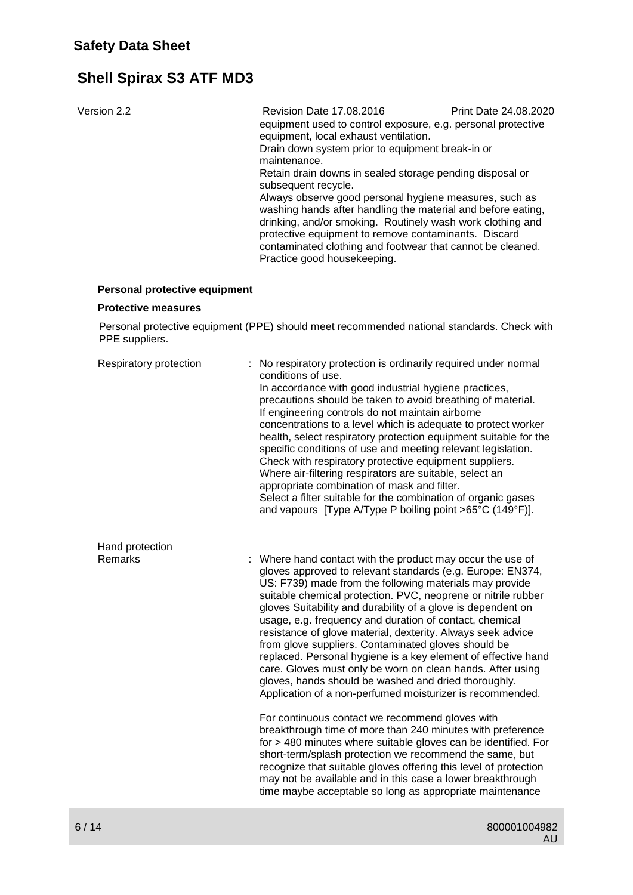equipment used to control exposure, e.g. personal protective equipment, local exhaust ventilation.
Drain down system prior to equipment break-in or maintenance.
Retain drain downs in sealed storage pending disposal or subsequent recycle.
Always observe good personal hygiene measures, such as washing hands after handling the material and before eating, drinking, and/or smoking. Routinely wash work clothing and protective equipment to remove contaminants. Discard contaminated clothing and footwear that cannot be cleaned. Practice good housekeeping.

**Personal protective equipment**

**Protective measures**

Personal protective equipment (PPE) should meet recommended national standards. Check with PPE suppliers.

Respiratory protection : No respiratory protection is ordinarily required under normal conditions of use.
In accordance with good industrial hygiene practices, precautions should be taken to avoid breathing of material.
If engineering controls do not maintain airborne concentrations to a level which is adequate to protect worker health, select respiratory protection equipment suitable for the specific conditions of use and meeting relevant legislation.
Check with respiratory protective equipment suppliers.
Where air-filtering respirators are suitable, select an appropriate combination of mask and filter.
Select a filter suitable for the combination of organic gases and vapours [Type A/Type P boiling point >65°C (149°F)].

Hand protection

Remarks : Where hand contact with the product may occur the use of gloves approved to relevant standards (e.g. Europe: EN374, US: F739) made from the following materials may provide suitable chemical protection. PVC, neoprene or nitrile rubber gloves Suitability and durability of a glove is dependent on usage, e.g. frequency and duration of contact, chemical resistance of glove material, dexterity. Always seek advice from glove suppliers. Contaminated gloves should be replaced. Personal hygiene is a key element of effective hand care. Gloves must only be worn on clean hands. After using gloves, hands should be washed and dried thoroughly. Application of a non-perfumed moisturizer is recommended.

For continuous contact we recommend gloves with breakthrough time of more than 240 minutes with preference for > 480 minutes where suitable gloves can be identified. For short-term/splash protection we recommend the same, but recognize that suitable gloves offering this level of protection may not be available and in this case a lower breakthrough time maybe acceptable so long as appropriate maintenance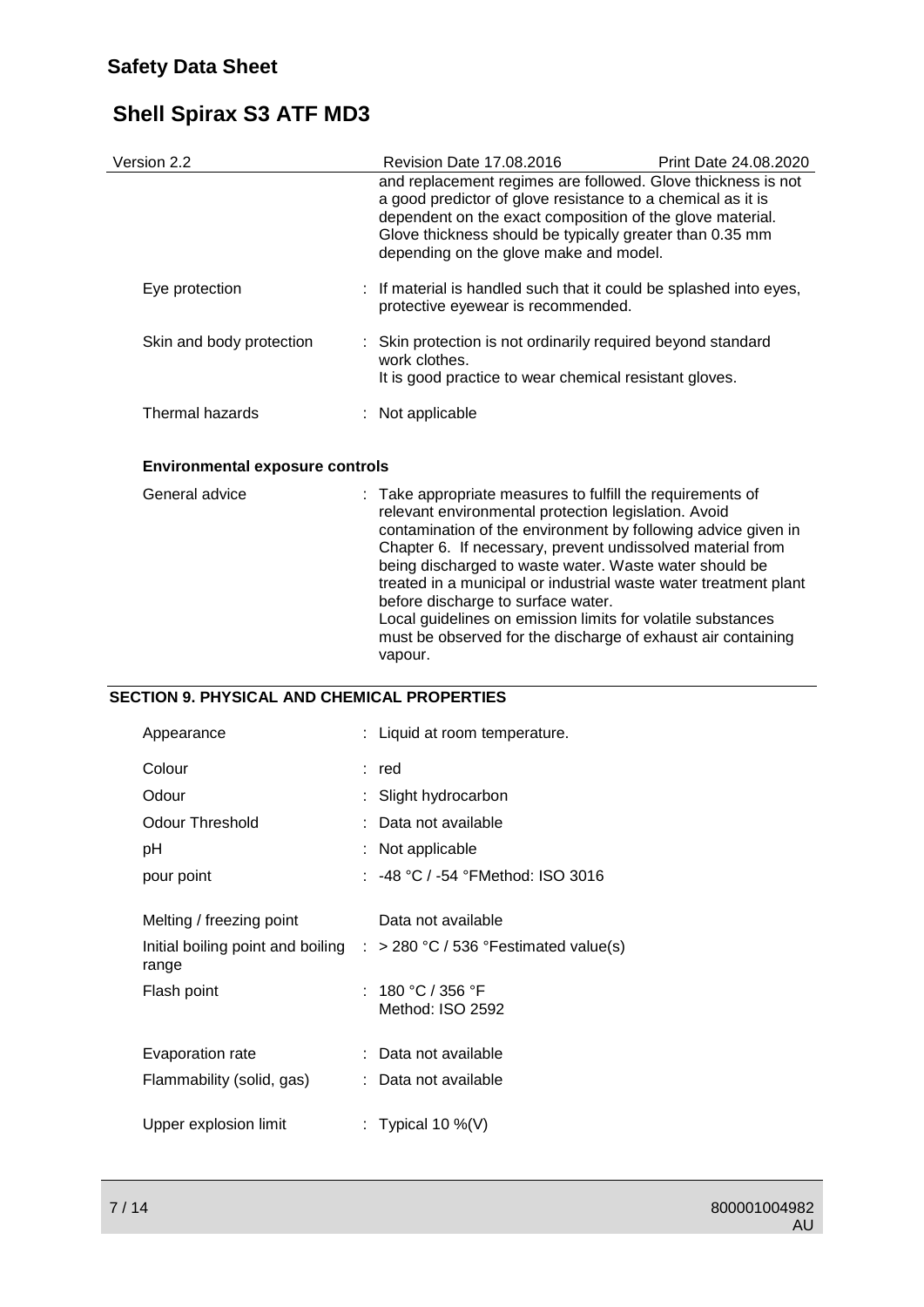and replacement regimes are followed. Glove thickness is not a good predictor of glove resistance to a chemical as it is dependent on the exact composition of the glove material. Glove thickness should be typically greater than 0.35 mm depending on the glove make and model.

| | |
|---|---|
| Eye protection | : If material is handled such that it could be splashed into eyes, protective eyewear is recommended. |
| Skin and body protection | : Skin protection is not ordinarily required beyond standard work clothes.<br>It is good practice to wear chemical resistant gloves. |
| Thermal hazards | : Not applicable |

**Environmental exposure controls**

| | |
|---|---|
| General advice | : Take appropriate measures to fulfill the requirements of relevant environmental protection legislation. Avoid contamination of the environment by following advice given in Chapter 6. If necessary, prevent undissolved material from being discharged to waste water. Waste water should be treated in a municipal or industrial waste water treatment plant before discharge to surface water.<br>Local guidelines on emission limits for volatile substances must be observed for the discharge of exhaust air containing vapour. |

## SECTION 9. PHYSICAL AND CHEMICAL PROPERTIES

| | |
|---|---|
| Appearance | : Liquid at room temperature. |
| Colour | : red |
| Odour | : Slight hydrocarbon |
| Odour Threshold | : Data not available |
| pH | : Not applicable |
| pour point | : -48 °C / -54 °FMethod: ISO 3016 |
| Melting / freezing point | Data not available |
| Initial boiling point and boiling range | : > 280 °C / 536 °Festimated value(s) |
| Flash point | : 180 °C / 356 °F<br>Method: ISO 2592 |
| Evaporation rate | : Data not available |
| Flammability (solid, gas) | : Data not available |
| Upper explosion limit | : Typical 10 %(V) |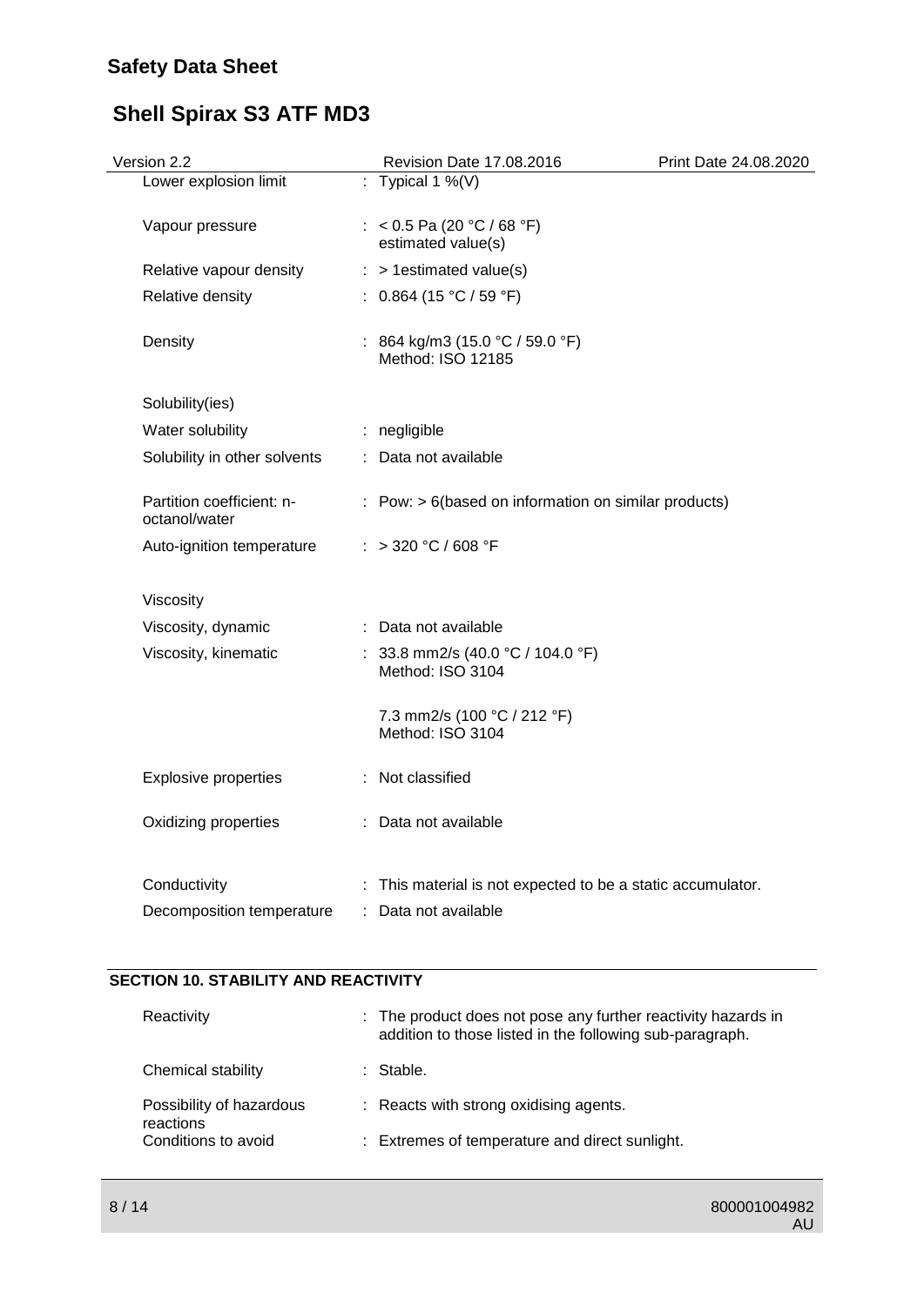| | |
|---|---|
| Lower explosion limit | : Typical 1 %(V) |
| Vapour pressure | : < 0.5 Pa (20 °C / 68 °F)<br>estimated value(s) |
| Relative vapour density | : > 1estimated value(s) |
| Relative density | : 0.864 (15 °C / 59 °F) |
| Density | : 864 kg/m3 (15.0 °C / 59.0 °F)<br>Method: ISO 12185 |
| Solubility(ies) | |
| Water solubility | : negligible |
| Solubility in other solvents | : Data not available |
| Partition coefficient: n-octanol/water | : Pow: > 6(based on information on similar products) |
| Auto-ignition temperature | : > 320 °C / 608 °F |
| Viscosity | |
| Viscosity, dynamic | : Data not available |
| Viscosity, kinematic | : 33.8 mm2/s (40.0 °C / 104.0 °F)<br>Method: ISO 3104<br><br>7.3 mm2/s (100 °C / 212 °F)<br>Method: ISO 3104 |
| Explosive properties | : Not classified |
| Oxidizing properties | : Data not available |
| Conductivity | : This material is not expected to be a static accumulator. |
| Decomposition temperature | : Data not available |

## SECTION 10. STABILITY AND REACTIVITY

| | |
|---|---|
| Reactivity | : The product does not pose any further reactivity hazards in addition to those listed in the following sub-paragraph. |
| Chemical stability | : Stable. |
| Possibility of hazardous reactions | : Reacts with strong oxidising agents. |
| Conditions to avoid | : Extremes of temperature and direct sunlight. |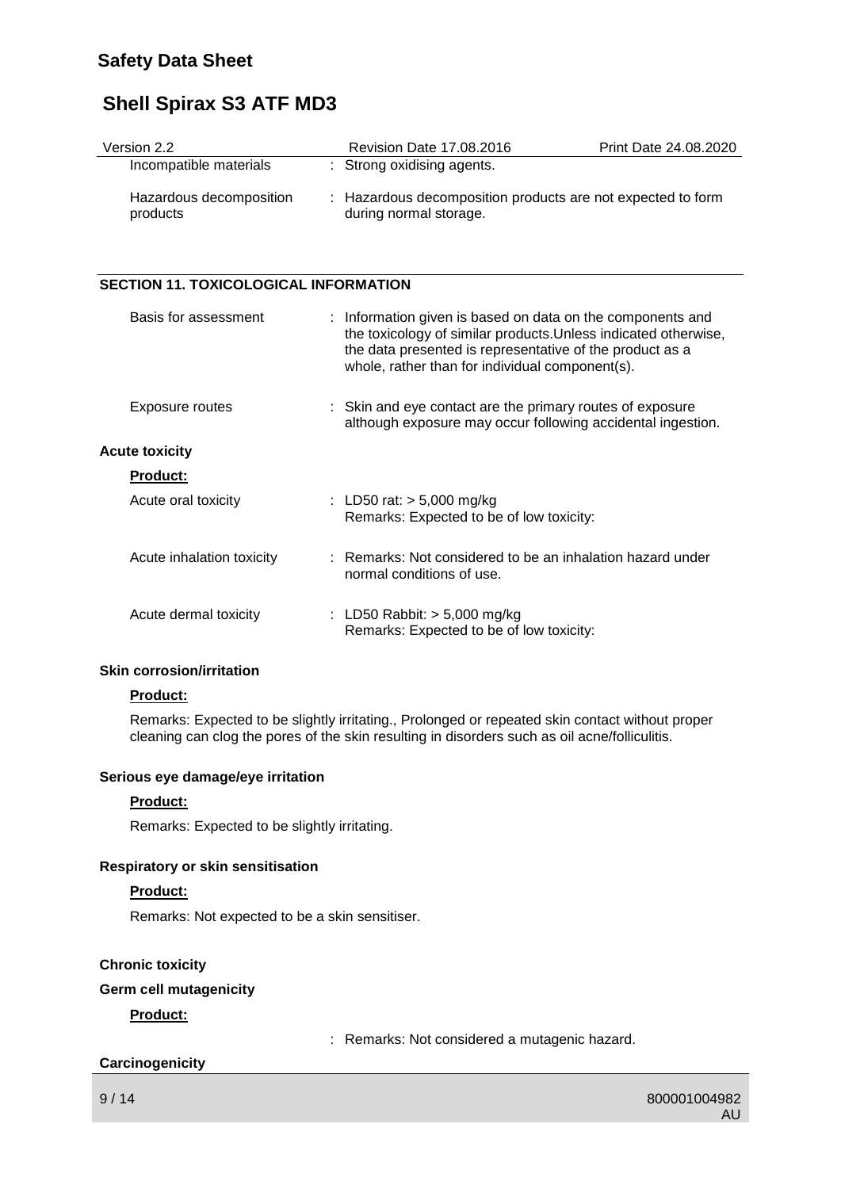| | |
|---|---|
| Incompatible materials | : Strong oxidising agents. |
| Hazardous decomposition products | : Hazardous decomposition products are not expected to form during normal storage. |

## SECTION 11. TOXICOLOGICAL INFORMATION

| | |
|---|---|
| Basis for assessment | : Information given is based on data on the components and the toxicology of similar products.Unless indicated otherwise, the data presented is representative of the product as a whole, rather than for individual component(s). |
| Exposure routes | : Skin and eye contact are the primary routes of exposure although exposure may occur following accidental ingestion. |

**Acute toxicity**

**Product:**

| | |
|---|---|
| Acute oral toxicity | : LD50 rat: > 5,000 mg/kg<br>Remarks: Expected to be of low toxicity: |
| Acute inhalation toxicity | : Remarks: Not considered to be an inhalation hazard under normal conditions of use. |
| Acute dermal toxicity | : LD50 Rabbit: > 5,000 mg/kg<br>Remarks: Expected to be of low toxicity: |

**Skin corrosion/irritation**

**Product:**

Remarks: Expected to be slightly irritating., Prolonged or repeated skin contact without proper cleaning can clog the pores of the skin resulting in disorders such as oil acne/folliculitis.

**Serious eye damage/eye irritation**

**Product:**

Remarks: Expected to be slightly irritating.

**Respiratory or skin sensitisation**

**Product:**

Remarks: Not expected to be a skin sensitiser.

**Chronic toxicity**

**Germ cell mutagenicity**

**Product:**

: Remarks: Not considered a mutagenic hazard.

**Carcinogenicity**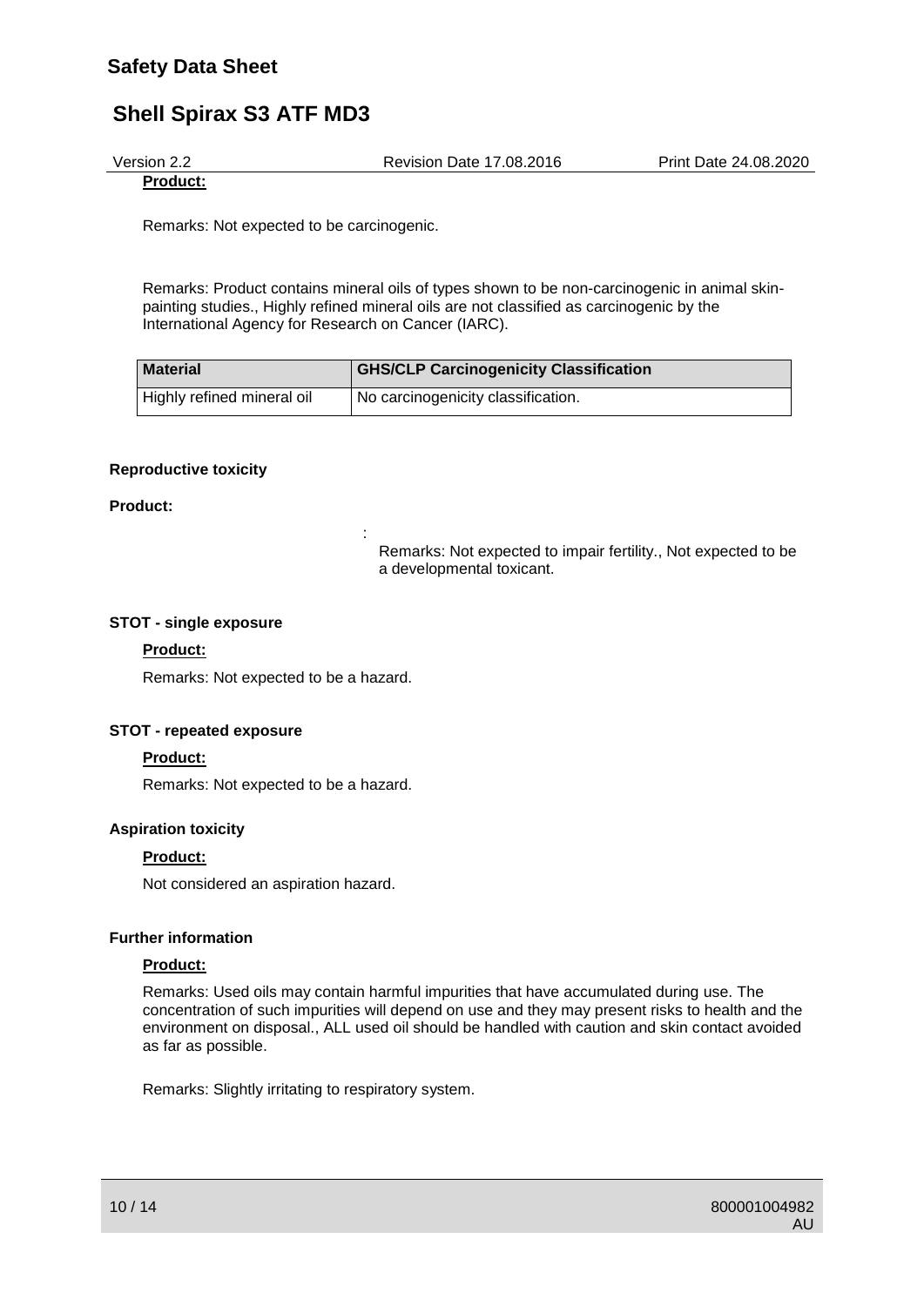**Product:**

Remarks: Not expected to be carcinogenic.

Remarks: Product contains mineral oils of types shown to be non-carcinogenic in animal skin-painting studies., Highly refined mineral oils are not classified as carcinogenic by the International Agency for Research on Cancer (IARC).

| Material | GHS/CLP Carcinogenicity Classification |
|---|---|
| Highly refined mineral oil | No carcinogenicity classification. |

**Reproductive toxicity**

**Product:**

: Remarks: Not expected to impair fertility., Not expected to be a developmental toxicant.

**STOT - single exposure**

**Product:**

Remarks: Not expected to be a hazard.

**STOT - repeated exposure**

**Product:**

Remarks: Not expected to be a hazard.

**Aspiration toxicity**

**Product:**

Not considered an aspiration hazard.

**Further information**

**Product:**

Remarks: Used oils may contain harmful impurities that have accumulated during use. The concentration of such impurities will depend on use and they may present risks to health and the environment on disposal., ALL used oil should be handled with caution and skin contact avoided as far as possible.

Remarks: Slightly irritating to respiratory system.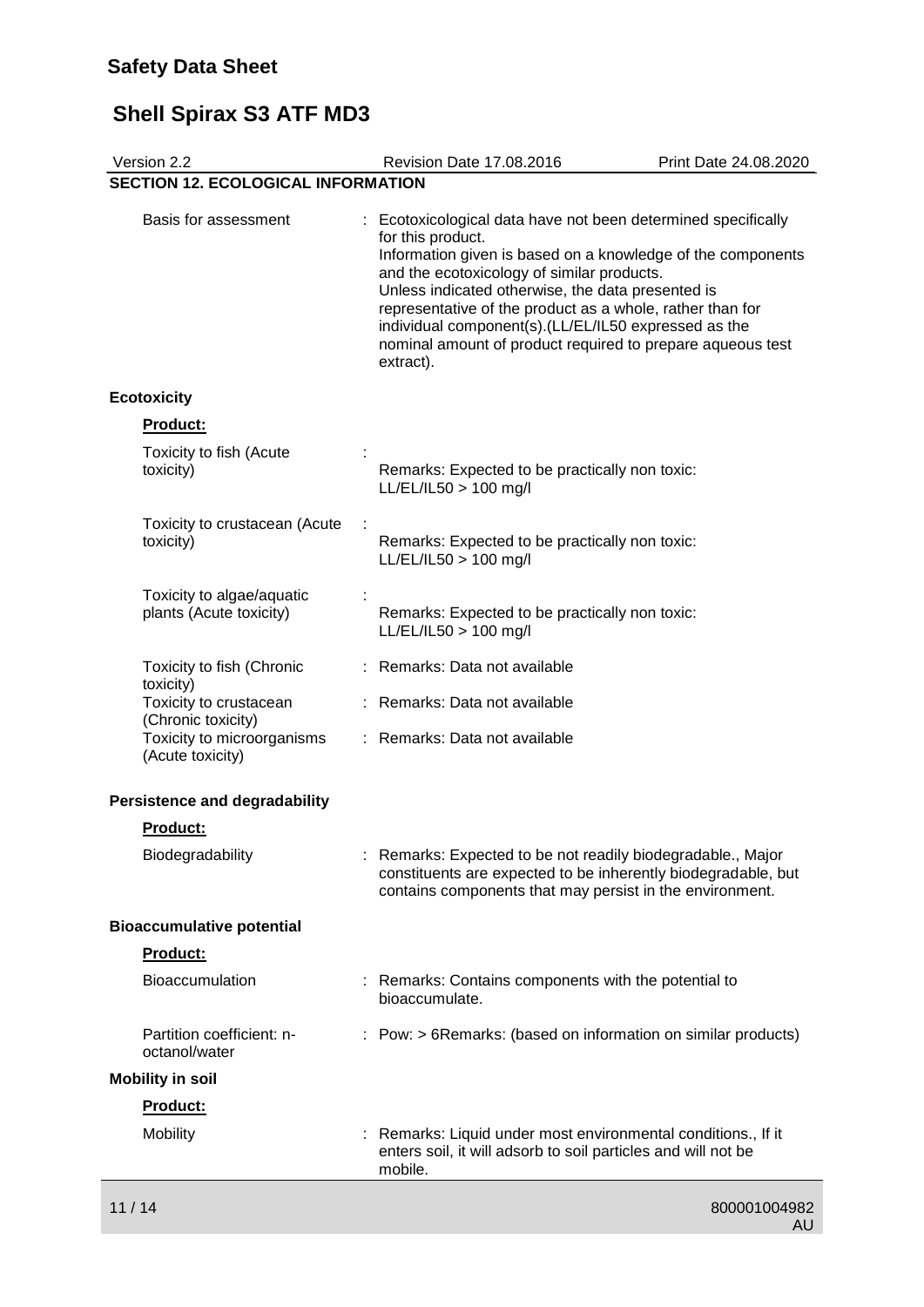## SECTION 12. ECOLOGICAL INFORMATION

Basis for assessment : Ecotoxicological data have not been determined specifically for this product.
Information given is based on a knowledge of the components and the ecotoxicology of similar products.
Unless indicated otherwise, the data presented is representative of the product as a whole, rather than for individual component(s).(LL/EL/IL50 expressed as the nominal amount of product required to prepare aqueous test extract).

### Ecotoxicity

**Product:**

| | |
|---|---|
| Toxicity to fish (Acute toxicity) | : Remarks: Expected to be practically non toxic: LL/EL/IL50 > 100 mg/l |
| Toxicity to crustacean (Acute toxicity) | : Remarks: Expected to be practically non toxic: LL/EL/IL50 > 100 mg/l |
| Toxicity to algae/aquatic plants (Acute toxicity) | : Remarks: Expected to be practically non toxic: LL/EL/IL50 > 100 mg/l |
| Toxicity to fish (Chronic toxicity) | : Remarks: Data not available |
| Toxicity to crustacean (Chronic toxicity) | : Remarks: Data not available |
| Toxicity to microorganisms (Acute toxicity) | : Remarks: Data not available |

### Persistence and degradability

**Product:**

Biodegradability : Remarks: Expected to be not readily biodegradable., Major constituents are expected to be inherently biodegradable, but contains components that may persist in the environment.

### Bioaccumulative potential

**Product:**

| | |
|---|---|
| Bioaccumulation | : Remarks: Contains components with the potential to bioaccumulate. |
| Partition coefficient: n-octanol/water | : Pow: > 6Remarks: (based on information on similar products) |

### Mobility in soil

**Product:**

Mobility : Remarks: Liquid under most environmental conditions., If it enters soil, it will adsorb to soil particles and will not be mobile.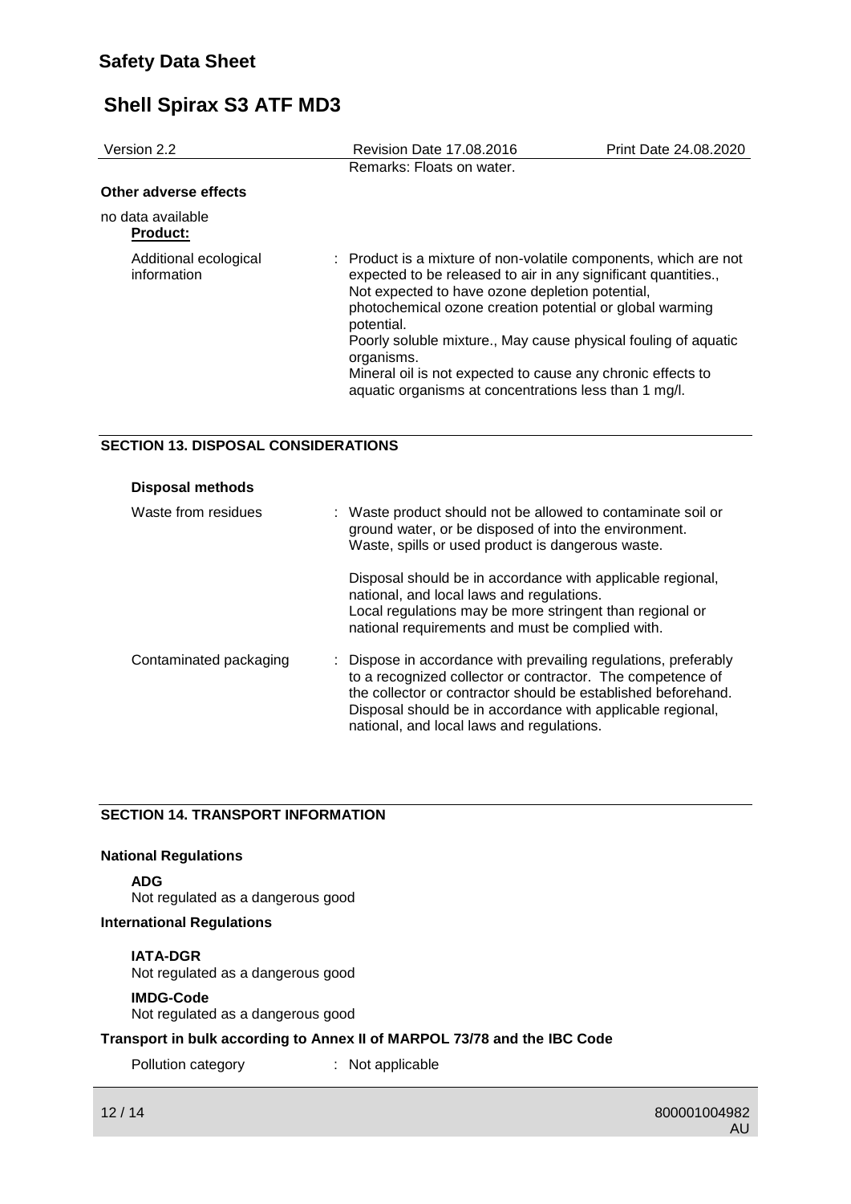Remarks: Floats on water.

**Other adverse effects**

no data available

**Product:**

Additional ecological information : Product is a mixture of non-volatile components, which are not expected to be released to air in any significant quantities., Not expected to have ozone depletion potential, photochemical ozone creation potential or global warming potential.
Poorly soluble mixture., May cause physical fouling of aquatic organisms.
Mineral oil is not expected to cause any chronic effects to aquatic organisms at concentrations less than 1 mg/l.

## SECTION 13. DISPOSAL CONSIDERATIONS

**Disposal methods**

Waste from residues : Waste product should not be allowed to contaminate soil or ground water, or be disposed of into the environment.
Waste, spills or used product is dangerous waste.

Disposal should be in accordance with applicable regional, national, and local laws and regulations.
Local regulations may be more stringent than regional or national requirements and must be complied with.

Contaminated packaging : Dispose in accordance with prevailing regulations, preferably to a recognized collector or contractor. The competence of the collector or contractor should be established beforehand.
Disposal should be in accordance with applicable regional, national, and local laws and regulations.

## SECTION 14. TRANSPORT INFORMATION

**National Regulations**

**ADG**
Not regulated as a dangerous good

**International Regulations**

**IATA-DGR**
Not regulated as a dangerous good

**IMDG-Code**
Not regulated as a dangerous good

**Transport in bulk according to Annex II of MARPOL 73/78 and the IBC Code**

Pollution category : Not applicable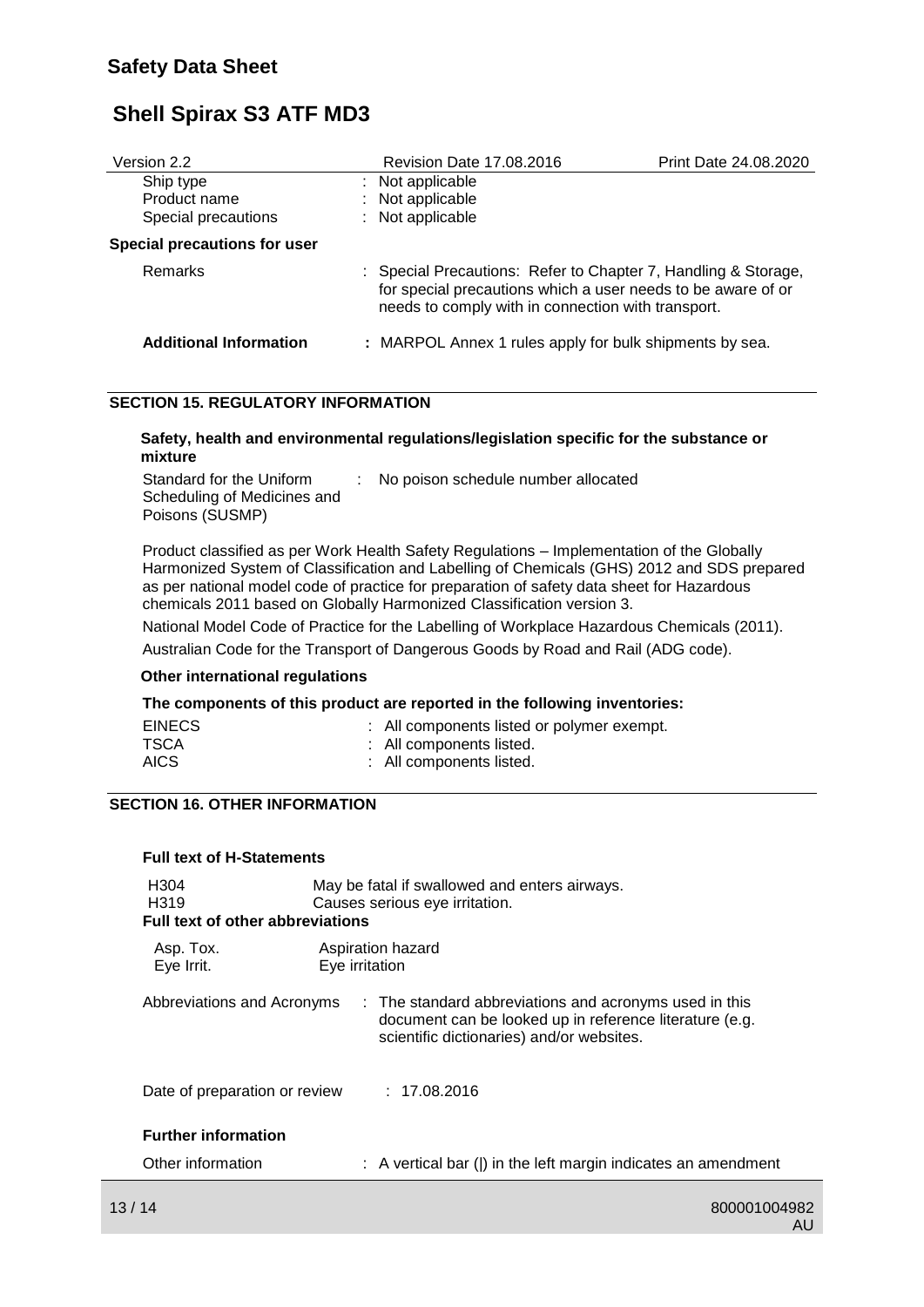| | |
|---|---|
| Ship type | : Not applicable |
| Product name | : Not applicable |
| Special precautions | : Not applicable |

**Special precautions for user**

| | |
|---|---|
| Remarks | : Special Precautions: Refer to Chapter 7, Handling & Storage, for special precautions which a user needs to be aware of or needs to comply with in connection with transport. |
| **Additional Information** | **:** MARPOL Annex 1 rules apply for bulk shipments by sea. |

## SECTION 15. REGULATORY INFORMATION

**Safety, health and environmental regulations/legislation specific for the substance or mixture**

| | |
|---|---|
| Standard for the Uniform Scheduling of Medicines and Poisons (SUSMP) | : No poison schedule number allocated |

Product classified as per Work Health Safety Regulations – Implementation of the Globally Harmonized System of Classification and Labelling of Chemicals (GHS) 2012 and SDS prepared as per national model code of practice for preparation of safety data sheet for Hazardous chemicals 2011 based on Globally Harmonized Classification version 3.

National Model Code of Practice for the Labelling of Workplace Hazardous Chemicals (2011).

Australian Code for the Transport of Dangerous Goods by Road and Rail (ADG code).

**Other international regulations**

**The components of this product are reported in the following inventories:**

| | |
|---|---|
| EINECS | : All components listed or polymer exempt. |
| TSCA | : All components listed. |
| AICS | : All components listed. |

## SECTION 16. OTHER INFORMATION

**Full text of H-Statements**

| | |
|---|---|
| H304 | May be fatal if swallowed and enters airways. |
| H319 | Causes serious eye irritation. |

**Full text of other abbreviations**

| | |
|---|---|
| Asp. Tox. | Aspiration hazard |
| Eye Irrit. | Eye irritation |

| | |
|---|---|
| Abbreviations and Acronyms | : The standard abbreviations and acronyms used in this document can be looked up in reference literature (e.g. scientific dictionaries) and/or websites. |
| Date of preparation or review | : 17.08.2016 |

**Further information**

| | |
|---|---|
| Other information | : A vertical bar (\|) in the left margin indicates an amendment |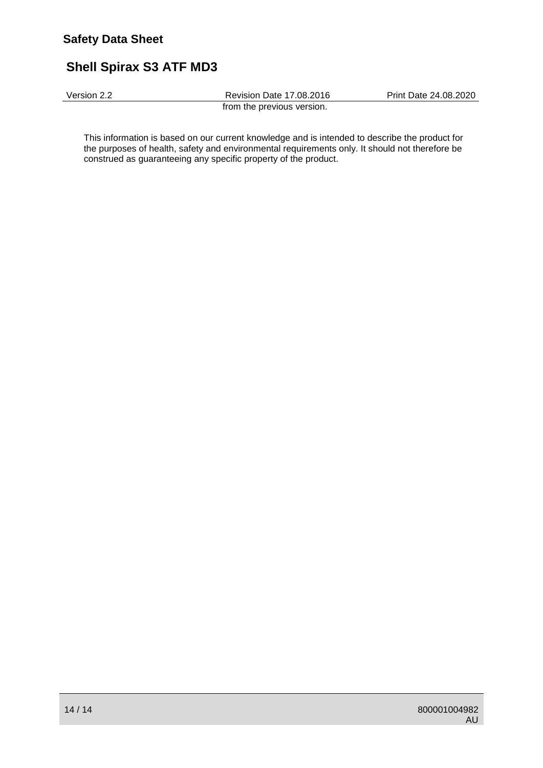from the previous version.

This information is based on our current knowledge and is intended to describe the product for the purposes of health, safety and environmental requirements only. It should not therefore be construed as guaranteeing any specific property of the product.